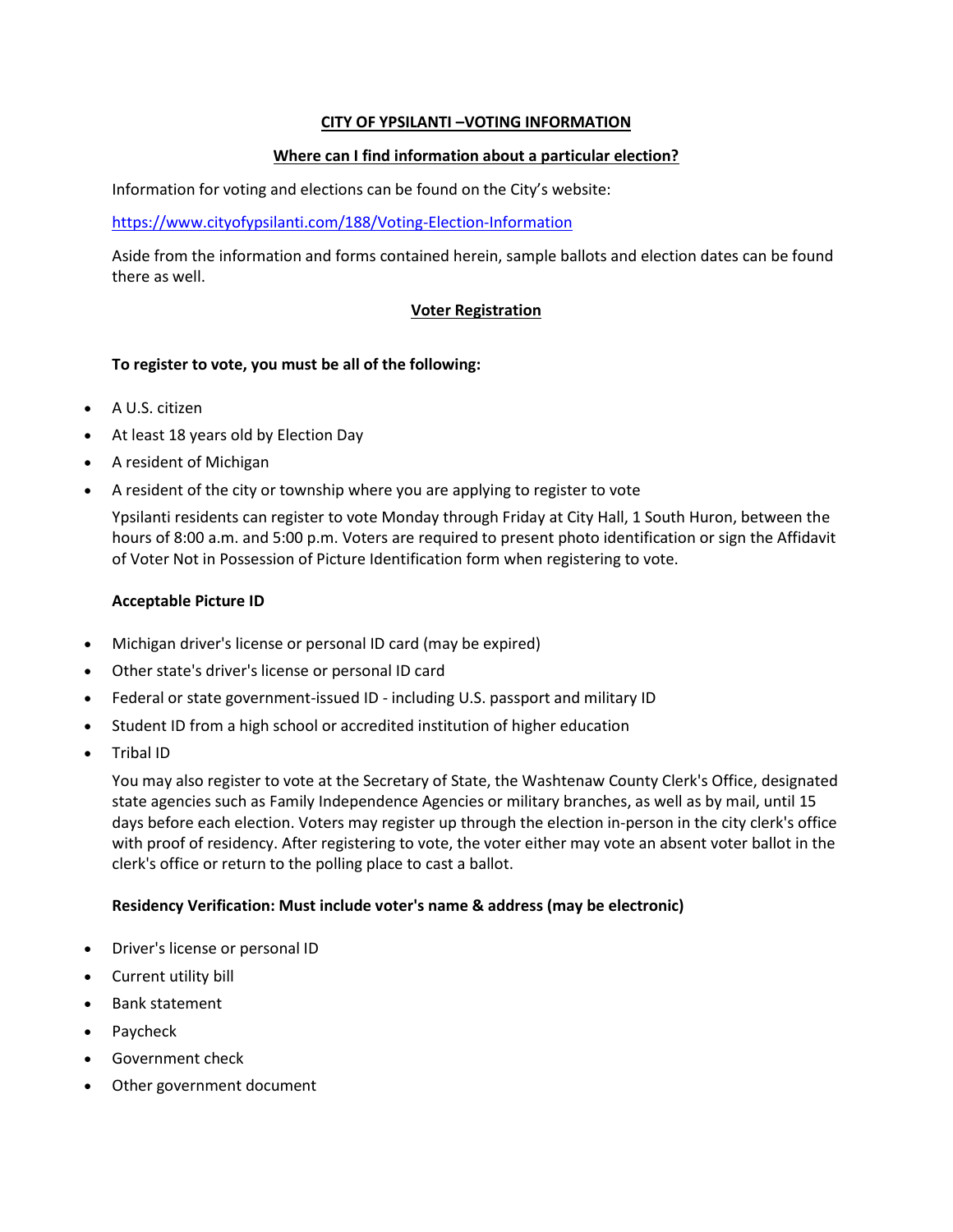# CITY OF YPSILANTI –VOTING INFORMATION

## Where can I find information about a particular election?

Information for voting and elections can be found on the City's website:

https://www.cityofypsilanti.com/188/Voting-Election-Information

Aside from the information and forms contained herein, sample ballots and election dates can be found there as well.

## Voter Registration

**To register to vote, you must be all of the following:**

- A U.S. citizen
- At least 18 years old by Election Day
- A resident of Michigan
- A resident of the city or township where you are applying to register to vote

Ypsilanti residents can register to vote Monday through Friday at City Hall, 1 South Huron, between the hours of 8:00 a.m. and 5:00 p.m. Voters are required to present photo identification or sign the Affidavit of Voter Not in Possession of Picture Identification form when registering to vote.

**Acceptable Picture ID**

- Michigan driver's license or personal ID card (may be expired)
- Other state's driver's license or personal ID card
- Federal or state government-issued ID - including U.S. passport and military ID
- Student ID from a high school or accredited institution of higher education
- Tribal ID

You may also register to vote at the Secretary of State, the Washtenaw County Clerk's Office, designated state agencies such as Family Independence Agencies or military branches, as well as by mail, until 15 days before each election. Voters may register up through the election in-person in the city clerk's office with proof of residency. After registering to vote, the voter either may vote an absent voter ballot in the clerk's office or return to the polling place to cast a ballot.

**Residency Verification: Must include voter's name & address (may be electronic)**

- Driver's license or personal ID
- Current utility bill
- Bank statement
- Paycheck
- Government check
- Other government document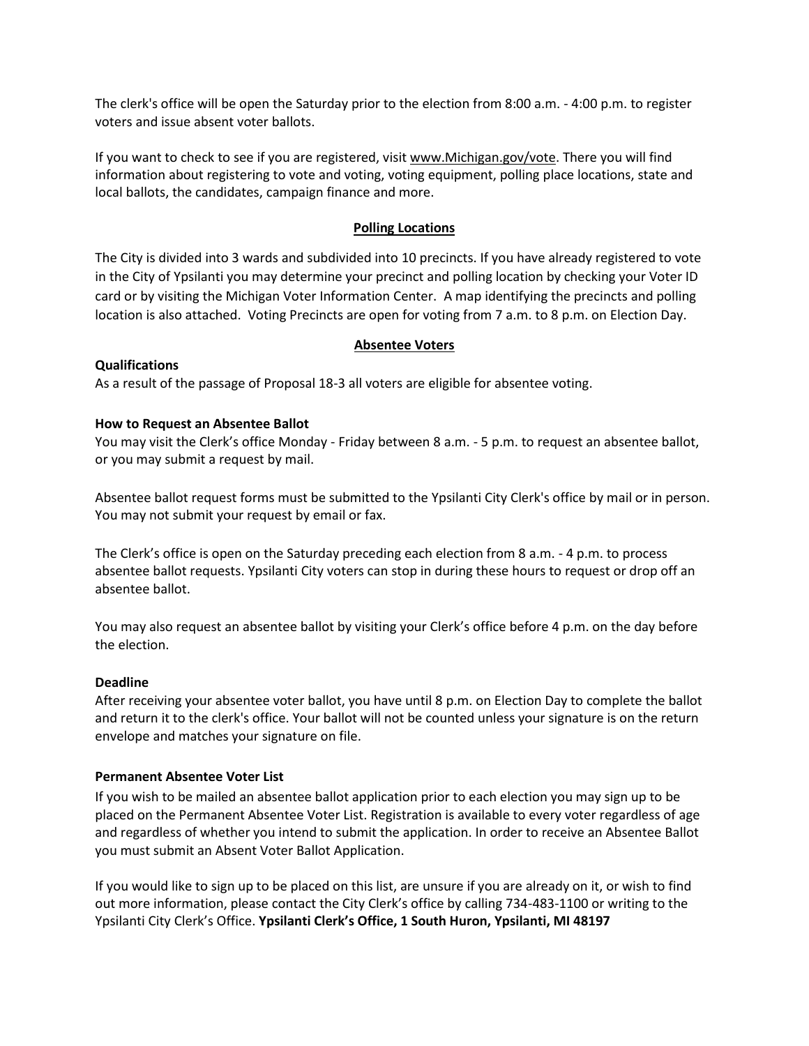The clerk's office will be open the Saturday prior to the election from 8:00 a.m. - 4:00 p.m. to register voters and issue absent voter ballots.

If you want to check to see if you are registered, visit www.Michigan.gov/vote. There you will find information about registering to vote and voting, voting equipment, polling place locations, state and local ballots, the candidates, campaign finance and more.

## Polling Locations

The City is divided into 3 wards and subdivided into 10 precincts. If you have already registered to vote in the City of Ypsilanti you may determine your precinct and polling location by checking your Voter ID card or by visiting the Michigan Voter Information Center. A map identifying the precincts and polling location is also attached. Voting Precincts are open for voting from 7 a.m. to 8 p.m. on Election Day.

## Absentee Voters

### Qualifications

As a result of the passage of Proposal 18-3 all voters are eligible for absentee voting.

### How to Request an Absentee Ballot

You may visit the Clerk's office Monday - Friday between 8 a.m. - 5 p.m. to request an absentee ballot, or you may submit a request by mail.

Absentee ballot request forms must be submitted to the Ypsilanti City Clerk's office by mail or in person. You may not submit your request by email or fax.

The Clerk's office is open on the Saturday preceding each election from 8 a.m. - 4 p.m. to process absentee ballot requests. Ypsilanti City voters can stop in during these hours to request or drop off an absentee ballot.

You may also request an absentee ballot by visiting your Clerk's office before 4 p.m. on the day before the election.

### Deadline

After receiving your absentee voter ballot, you have until 8 p.m. on Election Day to complete the ballot and return it to the clerk's office. Your ballot will not be counted unless your signature is on the return envelope and matches your signature on file.

### Permanent Absentee Voter List

If you wish to be mailed an absentee ballot application prior to each election you may sign up to be placed on the Permanent Absentee Voter List. Registration is available to every voter regardless of age and regardless of whether you intend to submit the application. In order to receive an Absentee Ballot you must submit an Absent Voter Ballot Application.

If you would like to sign up to be placed on this list, are unsure if you are already on it, or wish to find out more information, please contact the City Clerk's office by calling 734-483-1100 or writing to the Ypsilanti City Clerk's Office. **Ypsilanti Clerk's Office, 1 South Huron, Ypsilanti, MI 48197**